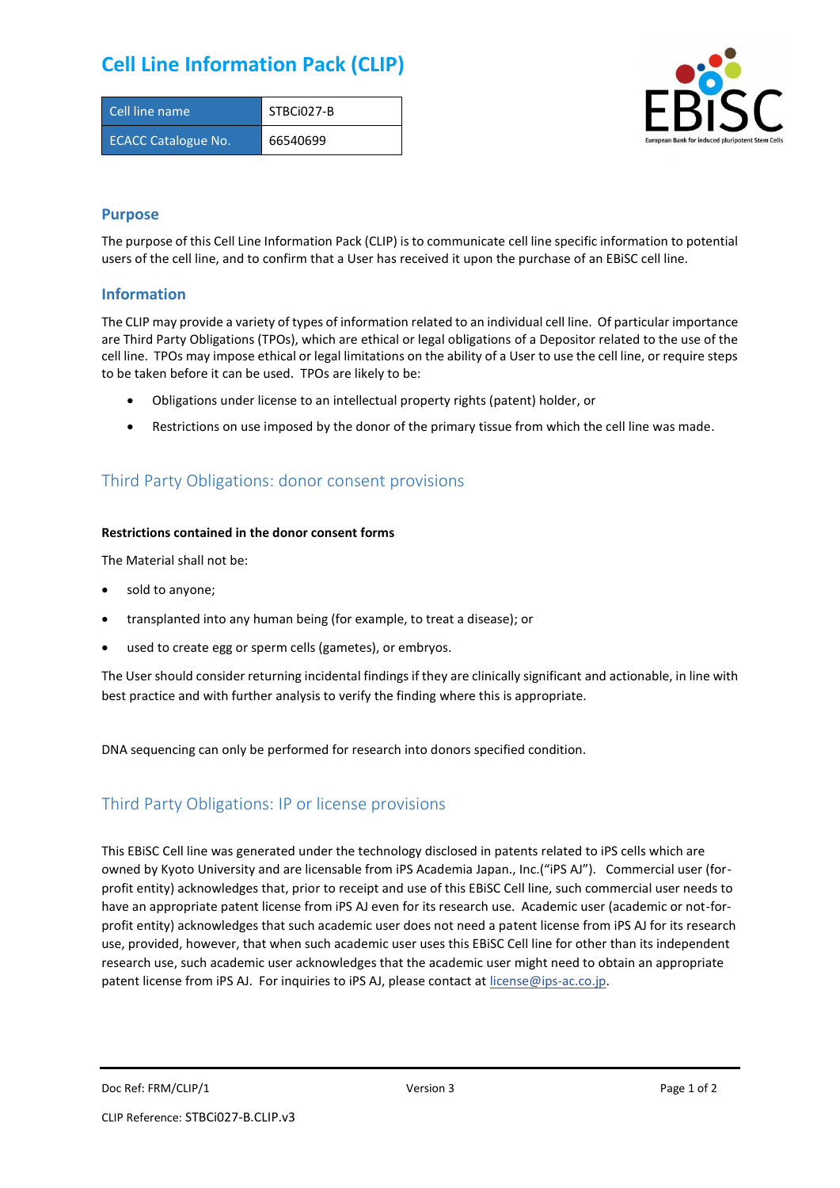# Cell Line Information Pack (CLIP)

| Cell line name | STBCi027-B |
| --- | --- |
| ECACC Catalogue No. | 66540699 |

## Purpose

The purpose of this Cell Line Information Pack (CLIP) is to communicate cell line specific information to potential users of the cell line, and to confirm that a User has received it upon the purchase of an EBiSC cell line.

## Information

The CLIP may provide a variety of types of information related to an individual cell line. Of particular importance are Third Party Obligations (TPOs), which are ethical or legal obligations of a Depositor related to the use of the cell line. TPOs may impose ethical or legal limitations on the ability of a User to use the cell line, or require steps to be taken before it can be used. TPOs are likely to be:

- Obligations under license to an intellectual property rights (patent) holder, or
- Restrictions on use imposed by the donor of the primary tissue from which the cell line was made.

## Third Party Obligations: donor consent provisions

**Restrictions contained in the donor consent forms**

The Material shall not be:

- sold to anyone;
- transplanted into any human being (for example, to treat a disease); or
- used to create egg or sperm cells (gametes), or embryos.

The User should consider returning incidental findings if they are clinically significant and actionable, in line with best practice and with further analysis to verify the finding where this is appropriate.

DNA sequencing can only be performed for research into donors specified condition.

## Third Party Obligations: IP or license provisions

This EBiSC Cell line was generated under the technology disclosed in patents related to iPS cells which are owned by Kyoto University and are licensable from iPS Academia Japan., Inc.("iPS AJ"). Commercial user (for-profit entity) acknowledges that, prior to receipt and use of this EBiSC Cell line, such commercial user needs to have an appropriate patent license from iPS AJ even for its research use. Academic user (academic or not-for-profit entity) acknowledges that such academic user does not need a patent license from iPS AJ for its research use, provided, however, that when such academic user uses this EBiSC Cell line for other than its independent research use, such academic user acknowledges that the academic user might need to obtain an appropriate patent license from iPS AJ. For inquiries to iPS AJ, please contact at license@ips-ac.co.jp.

Doc Ref: FRM/CLIP/1 Version 3

CLIP Reference: STBCi027-B.CLIP.v3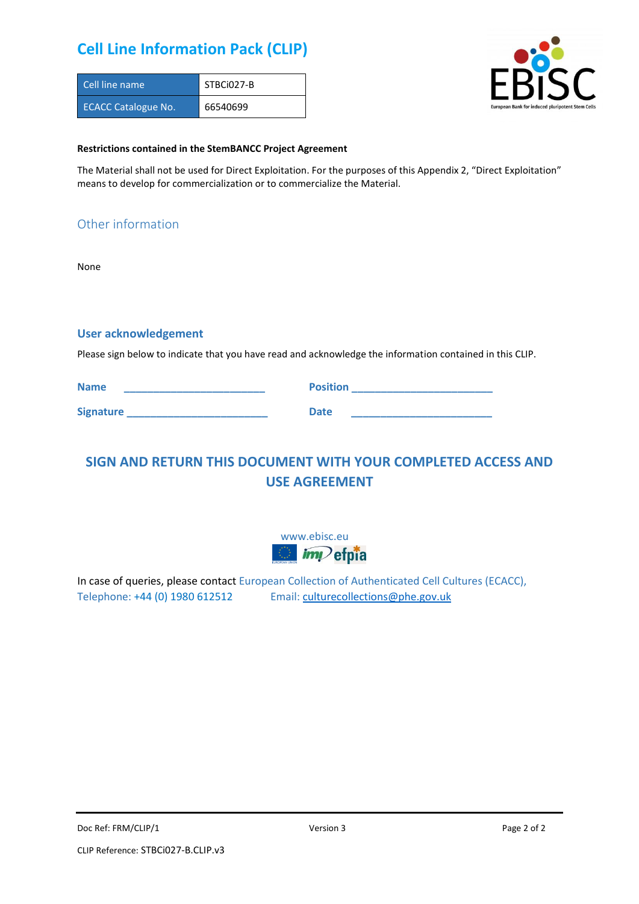# Cell Line Information Pack (CLIP)

| | |
|---|---|
| Cell line name | STBCi027-B |
| ECACC Catalogue No. | 66540699 |

**Restrictions contained in the StemBANCC Project Agreement**

The Material shall not be used for Direct Exploitation. For the purposes of this Appendix 2, “Direct Exploitation” means to develop for commercialization or to commercialize the Material.

## Other information

None

## User acknowledgement

Please sign below to indicate that you have read and acknowledge the information contained in this CLIP.

**Name** ________________________ **Position** ________________________

**Signature** ________________________ **Date** ________________________

**SIGN AND RETURN THIS DOCUMENT WITH YOUR COMPLETED ACCESS AND USE AGREEMENT**

www.ebisc.eu

In case of queries, please contact European Collection of Authenticated Cell Cultures (ECACC), Telephone: +44 (0) 1980 612512 Email: culturecollections@phe.gov.uk

Doc Ref: FRM/CLIP/1 Version 3

CLIP Reference: STBCi027-B.CLIP.v3